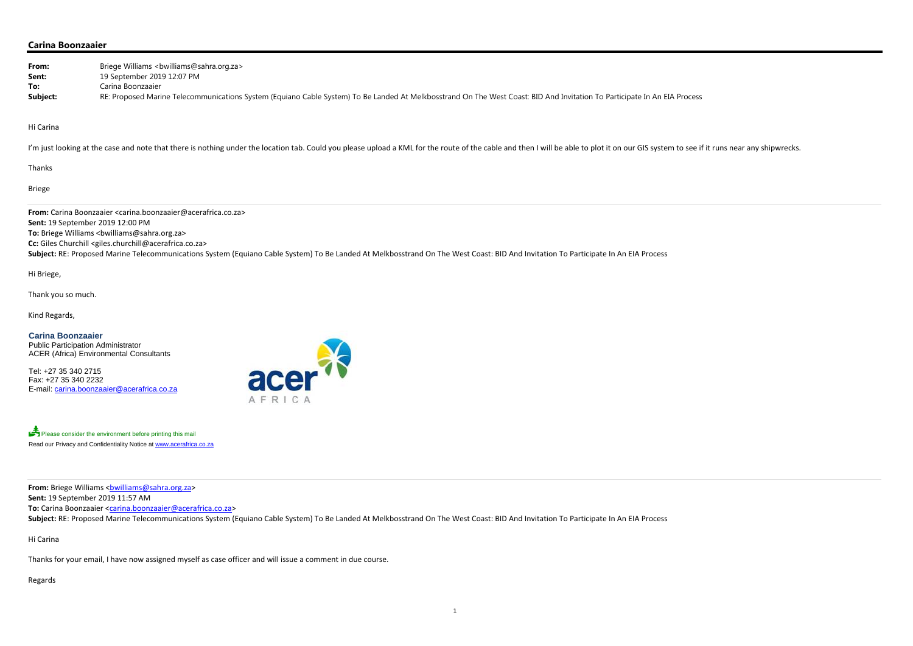## Carina Boonzaaier

**From:** Briege Williams <bwilliams@sahra.org.za>
**Sent:** 19 September 2019 12:07 PM
**To:** Carina Boonzaaier
**Subject:** RE: Proposed Marine Telecommunications System (Equiano Cable System) To Be Landed At Melkbosstrand On The West Coast: BID And Invitation To Participate In An EIA Process

Hi Carina

I'm just looking at the case and note that there is nothing under the location tab. Could you please upload a KML for the route of the cable and then I will be able to plot it on our GIS system to see if it runs near any shipwrecks.

Thanks

Briege

---

**From:** Carina Boonzaaier <carina.boonzaaier@acerafrica.co.za>
**Sent:** 19 September 2019 12:00 PM
**To:** Briege Williams <bwilliams@sahra.org.za>
**Cc:** Giles Churchill <giles.churchill@acerafrica.co.za>
**Subject:** RE: Proposed Marine Telecommunications System (Equiano Cable System) To Be Landed At Melkbosstrand On The West Coast: BID And Invitation To Participate In An EIA Process

Hi Briege,

Thank you so much.

Kind Regards,

**Carina Boonzaaier**
Public Participation Administrator
ACER (Africa) Environmental Consultants

Tel: +27 35 340 2715
Fax: +27 35 340 2232
E-mail: carina.boonzaaier@acerafrica.co.za

acer AFRICA

Please consider the environment before printing this mail
Read our Privacy and Confidentiality Notice at www.acerafrica.co.za

---

**From:** Briege Williams <bwilliams@sahra.org.za>
**Sent:** 19 September 2019 11:57 AM
**To:** Carina Boonzaaier <carina.boonzaaier@acerafrica.co.za>
**Subject:** RE: Proposed Marine Telecommunications System (Equiano Cable System) To Be Landed At Melkbosstrand On The West Coast: BID And Invitation To Participate In An EIA Process

Hi Carina

Thanks for your email, I have now assigned myself as case officer and will issue a comment in due course.

Regards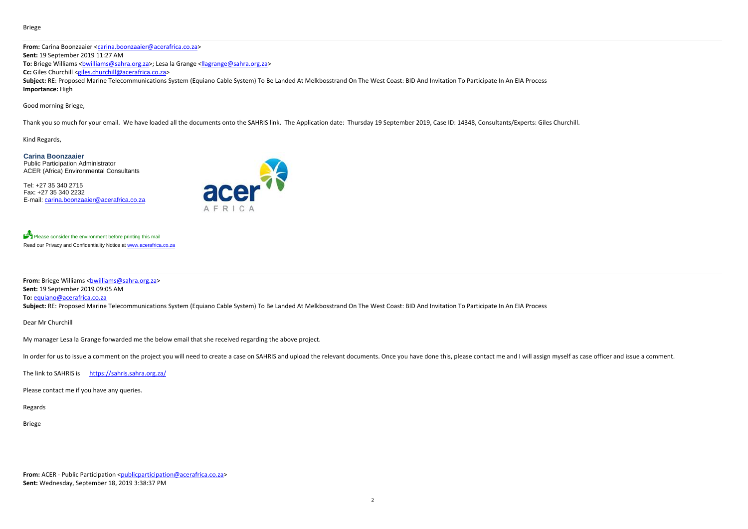Briege

**From:** Carina Boonzaaier <carina.boonzaaier@acerafrica.co.za>
**Sent:** 19 September 2019 11:27 AM
**To:** Briege Williams <bwilliams@sahra.org.za>; Lesa la Grange <llagrange@sahra.org.za>
**Cc:** Giles Churchill <giles.churchill@acerafrica.co.za>
**Subject:** RE: Proposed Marine Telecommunications System (Equiano Cable System) To Be Landed At Melkbosstrand On The West Coast: BID And Invitation To Participate In An EIA Process
**Importance:** High

Good morning Briege,

Thank you so much for your email. We have loaded all the documents onto the SAHRIS link. The Application date: Thursday 19 September 2019, Case ID: 14348, Consultants/Experts: Giles Churchill.

Kind Regards,

**Carina Boonzaaier**
Public Participation Administrator
ACER (Africa) Environmental Consultants

Tel: +27 35 340 2715
Fax: +27 35 340 2232
E-mail: carina.boonzaaier@acerafrica.co.za

acer AFRICA

Please consider the environment before printing this mail
Read our Privacy and Confidentiality Notice at www.acerafrica.co.za

**From:** Briege Williams <bwilliams@sahra.org.za>
**Sent:** 19 September 2019 09:05 AM
**To:** equiano@acerafrica.co.za
**Subject:** RE: Proposed Marine Telecommunications System (Equiano Cable System) To Be Landed At Melkbosstrand On The West Coast: BID And Invitation To Participate In An EIA Process

Dear Mr Churchill

My manager Lesa la Grange forwarded me the below email that she received regarding the above project.

In order for us to issue a comment on the project you will need to create a case on SAHRIS and upload the relevant documents. Once you have done this, please contact me and I will assign myself as case officer and issue a comment.

The link to SAHRIS is https://sahris.sahra.org.za/

Please contact me if you have any queries.

Regards

Briege

**From:** ACER - Public Participation <publicparticipation@acerafrica.co.za>
**Sent:** Wednesday, September 18, 2019 3:38:37 PM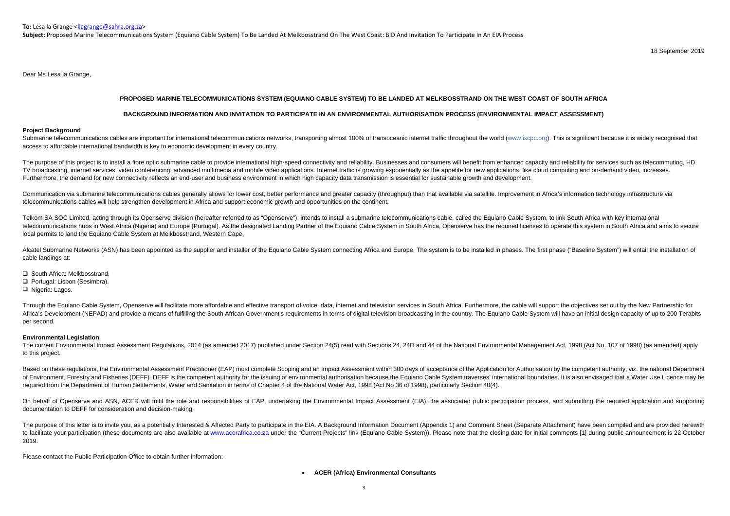**To:** Lesa la Grange <llagrange@sahra.org.za>
**Subject:** Proposed Marine Telecommunications System (Equiano Cable System) To Be Landed At Melkbosstrand On The West Coast: BID And Invitation To Participate In An EIA Process

18 September 2019

Dear Ms Lesa la Grange,

**PROPOSED MARINE TELECOMMUNICATIONS SYSTEM (EQUIANO CABLE SYSTEM) TO BE LANDED AT MELKBOSSTRAND ON THE WEST COAST OF SOUTH AFRICA**

**BACKGROUND INFORMATION AND INVITATION TO PARTICIPATE IN AN ENVIRONMENTAL AUTHORISATION PROCESS (ENVIRONMENTAL IMPACT ASSESSMENT)**

### Project Background

Submarine telecommunications cables are important for international telecommunications networks, transporting almost 100% of transoceanic internet traffic throughout the world (www.iscpc.org). This is significant because it is widely recognised that access to affordable international bandwidth is key to economic development in every country.

The purpose of this project is to install a fibre optic submarine cable to provide international high-speed connectivity and reliability. Businesses and consumers will benefit from enhanced capacity and reliability for services such as telecommuting, HD TV broadcasting, internet services, video conferencing, advanced multimedia and mobile video applications. Internet traffic is growing exponentially as the appetite for new applications, like cloud computing and on-demand video, increases. Furthermore, the demand for new connectivity reflects an end-user and business environment in which high capacity data transmission is essential for sustainable growth and development.

Communication via submarine telecommunications cables generally allows for lower cost, better performance and greater capacity (throughput) than that available via satellite. Improvement in Africa's information technology infrastructure via telecommunications cables will help strengthen development in Africa and support economic growth and opportunities on the continent.

Telkom SA SOC Limited, acting through its Openserve division (hereafter referred to as "Openserve"), intends to install a submarine telecommunications cable, called the Equiano Cable System, to link South Africa with key international telecommunications hubs in West Africa (Nigeria) and Europe (Portugal). As the designated Landing Partner of the Equiano Cable System in South Africa, Openserve has the required licenses to operate this system in South Africa and aims to secure local permits to land the Equiano Cable System at Melkbosstrand, Western Cape.

Alcatel Submarine Networks (ASN) has been appointed as the supplier and installer of the Equiano Cable System connecting Africa and Europe. The system is to be installed in phases. The first phase ("Baseline System") will entail the installation of cable landings at:

- South Africa: Melkbosstrand.
- Portugal: Lisbon (Sesimbra).
- Nigeria: Lagos.

Through the Equiano Cable System, Openserve will facilitate more affordable and effective transport of voice, data, internet and television services in South Africa. Furthermore, the cable will support the objectives set out by the New Partnership for Africa's Development (NEPAD) and provide a means of fulfilling the South African Government's requirements in terms of digital television broadcasting in the country. The Equiano Cable System will have an initial design capacity of up to 200 Terabits per second.

### Environmental Legislation

The current Environmental Impact Assessment Regulations, 2014 (as amended 2017) published under Section 24(5) read with Sections 24, 24D and 44 of the National Environmental Management Act, 1998 (Act No. 107 of 1998) (as amended) apply to this project.

Based on these regulations, the Environmental Assessment Practitioner (EAP) must complete Scoping and an Impact Assessment within 300 days of acceptance of the Application for Authorisation by the competent authority, viz. the national Department of Environment, Forestry and Fisheries (DEFF). DEFF is the competent authority for the issuing of environmental authorisation because the Equiano Cable System traverses' international boundaries. It is also envisaged that a Water Use Licence may be required from the Department of Human Settlements, Water and Sanitation in terms of Chapter 4 of the National Water Act, 1998 (Act No 36 of 1998), particularly Section 40(4).

On behalf of Openserve and ASN, ACER will fulfil the role and responsibilities of EAP, undertaking the Environmental Impact Assessment (EIA), the associated public participation process, and submitting the required application and supporting documentation to DEFF for consideration and decision-making.

The purpose of this letter is to invite you, as a potentially Interested & Affected Party to participate in the EIA. A Background Information Document (Appendix 1) and Comment Sheet (Separate Attachment) have been compiled and are provided herewith to facilitate your participation (these documents are also available at www.acerafrica.co.za under the "Current Projects" link (Equiano Cable System)). Please note that the closing date for initial comments [1] during public announcement is 22 October 2019.

Please contact the Public Participation Office to obtain further information:

- **ACER (Africa) Environmental Consultants**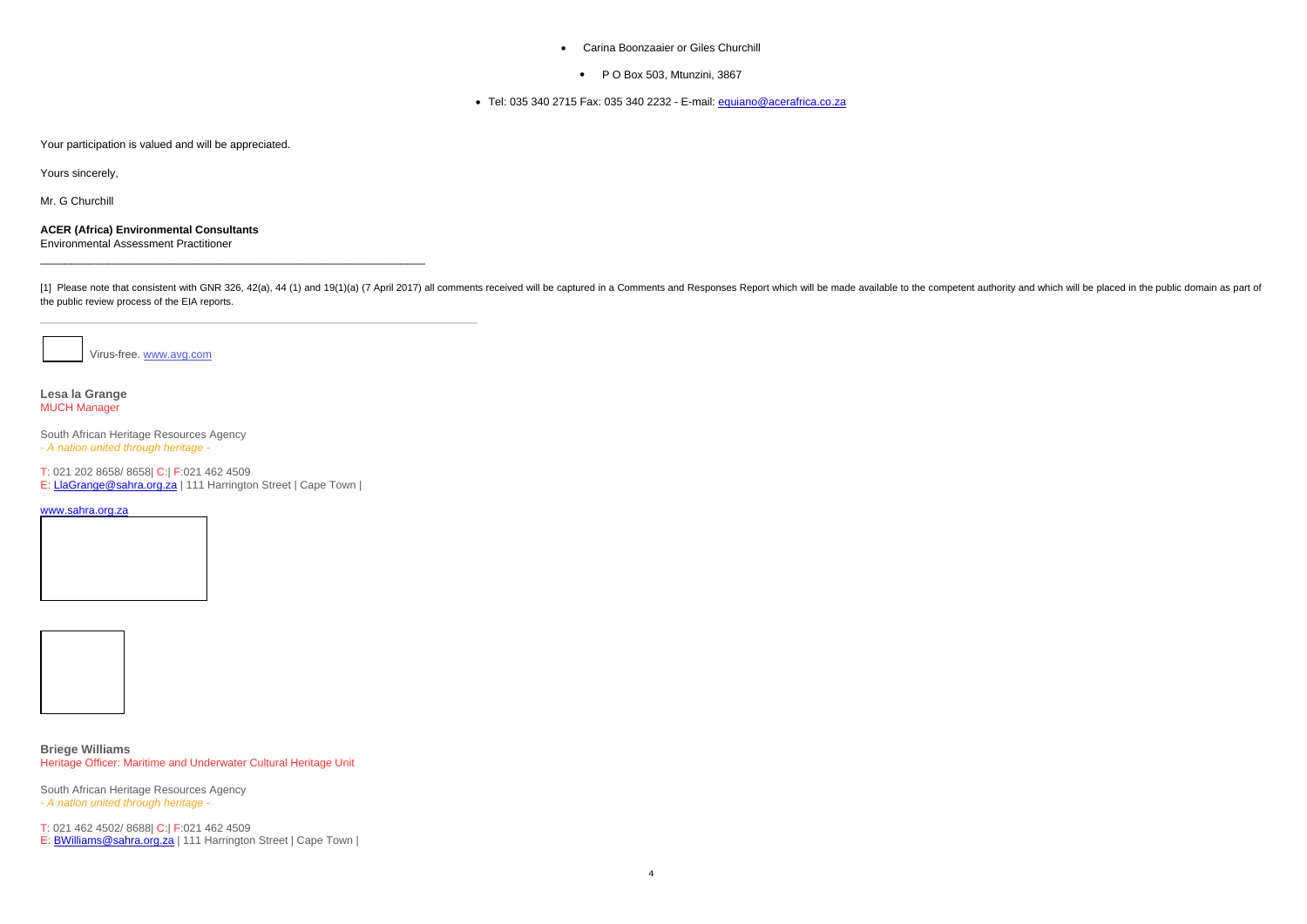- Carina Boonzaaier or Giles Churchill
- P O Box 503, Mtunzini, 3867
- Tel: 035 340 2715 Fax: 035 340 2232 - E-mail: equiano@acerafrica.co.za

Your participation is valued and will be appreciated.

Yours sincerely,

Mr. G Churchill

**ACER (Africa) Environmental Consultants**
Environmental Assessment Practitioner

---

[1] Please note that consistent with GNR 326, 42(a), 44 (1) and 19(1)(a) (7 April 2017) all comments received will be captured in a Comments and Responses Report which will be made available to the competent authority and which will be placed in the public domain as part of the public review process of the EIA reports.

---

Virus-free. www.avg.com

**Lesa la Grange**
MUCH Manager

South African Heritage Resources Agency
*- A nation united through heritage -*

T: 021 202 8658/ 8658| C:| F:021 462 4509
E: LlaGrange@sahra.org.za | 111 Harrington Street | Cape Town |

www.sahra.org.za

**Briege Williams**
Heritage Officer: Maritime and Underwater Cultural Heritage Unit

South African Heritage Resources Agency
*- A nation united through heritage -*

T: 021 462 4502/ 8688| C:| F:021 462 4509
E: BWilliams@sahra.org.za | 111 Harrington Street | Cape Town |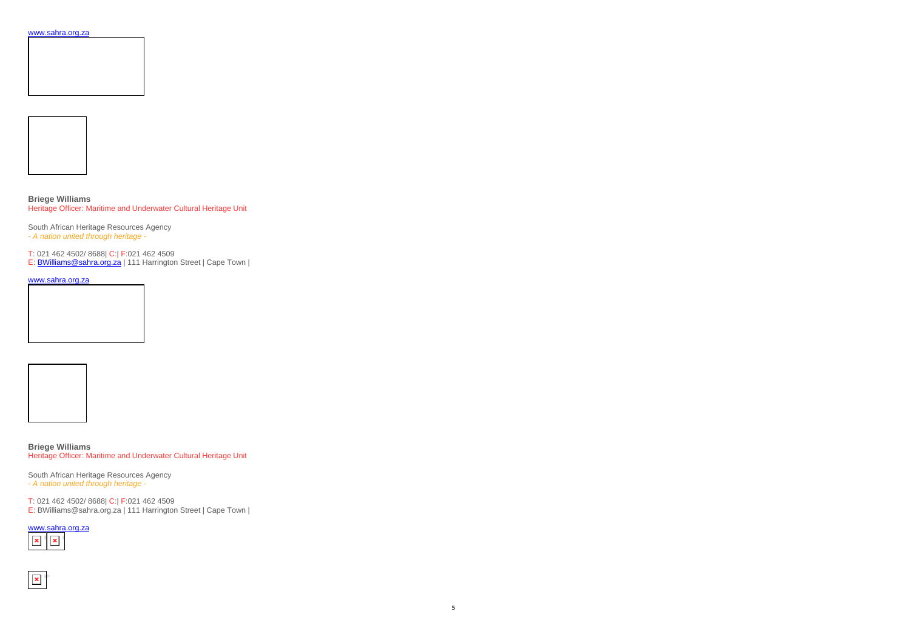www.sahra.org.za

**Briege Williams**
Heritage Officer: Maritime and Underwater Cultural Heritage Unit

South African Heritage Resources Agency
*- A nation united through heritage -*

T: 021 462 4502/ 8688| C:| F:021 462 4509
E: BWilliams@sahra.org.za | 111 Harrington Street | Cape Town |

www.sahra.org.za

**Briege Williams**
Heritage Officer: Maritime and Underwater Cultural Heritage Unit

South African Heritage Resources Agency
*- A nation united through heritage -*

T: 021 462 4502/ 8688| C:| F:021 462 4509
E: BWilliams@sahra.org.za | 111 Harrington Street | Cape Town |

www.sahra.org.za